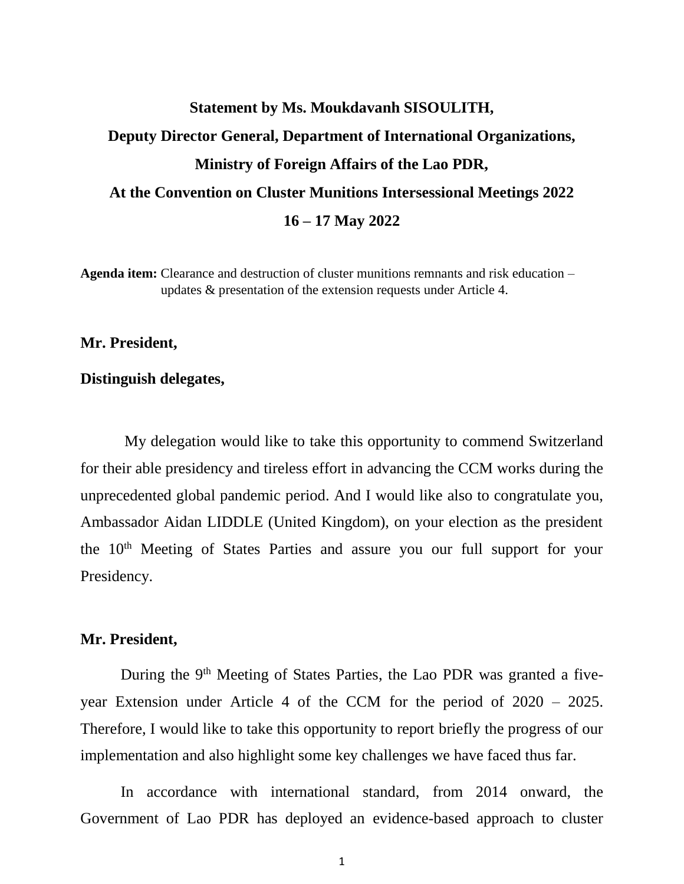**Statement by Ms. Moukdavanh SISOULITH,**

**Deputy Director General, Department of International Organizations,**

**Ministry of Foreign Affairs of the Lao PDR,**

**At the Convention on Cluster Munitions Intersessional Meetings 2022**

**16 – 17 May 2022**

**Agenda item:** Clearance and destruction of cluster munitions remnants and risk education – updates & presentation of the extension requests under Article 4.

**Mr. President,**

**Distinguish delegates,**

My delegation would like to take this opportunity to commend Switzerland for their able presidency and tireless effort in advancing the CCM works during the unprecedented global pandemic period. And I would like also to congratulate you, Ambassador Aidan LIDDLE (United Kingdom), on your election as the president the 10th Meeting of States Parties and assure you our full support for your Presidency.

**Mr. President,**

During the 9th Meeting of States Parties, the Lao PDR was granted a five-year Extension under Article 4 of the CCM for the period of 2020 – 2025. Therefore, I would like to take this opportunity to report briefly the progress of our implementation and also highlight some key challenges we have faced thus far.

In accordance with international standard, from 2014 onward, the Government of Lao PDR has deployed an evidence-based approach to cluster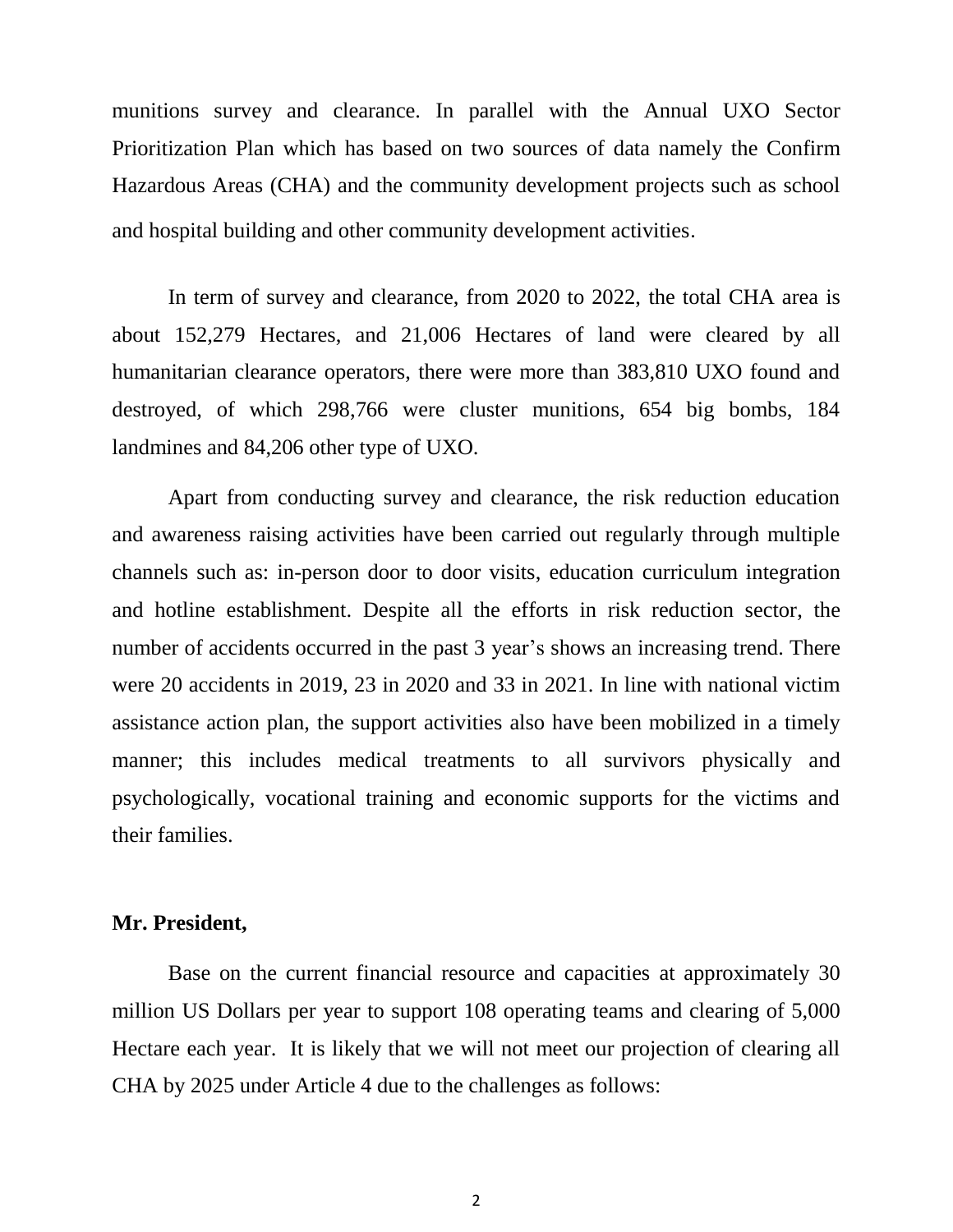munitions survey and clearance. In parallel with the Annual UXO Sector Prioritization Plan which has based on two sources of data namely the Confirm Hazardous Areas (CHA) and the community development projects such as school and hospital building and other community development activities.

In term of survey and clearance, from 2020 to 2022, the total CHA area is about 152,279 Hectares, and 21,006 Hectares of land were cleared by all humanitarian clearance operators, there were more than 383,810 UXO found and destroyed, of which 298,766 were cluster munitions, 654 big bombs, 184 landmines and 84,206 other type of UXO.

Apart from conducting survey and clearance, the risk reduction education and awareness raising activities have been carried out regularly through multiple channels such as: in-person door to door visits, education curriculum integration and hotline establishment. Despite all the efforts in risk reduction sector, the number of accidents occurred in the past 3 year's shows an increasing trend. There were 20 accidents in 2019, 23 in 2020 and 33 in 2021. In line with national victim assistance action plan, the support activities also have been mobilized in a timely manner; this includes medical treatments to all survivors physically and psychologically, vocational training and economic supports for the victims and their families.

**Mr. President,**

Base on the current financial resource and capacities at approximately 30 million US Dollars per year to support 108 operating teams and clearing of 5,000 Hectare each year. It is likely that we will not meet our projection of clearing all CHA by 2025 under Article 4 due to the challenges as follows: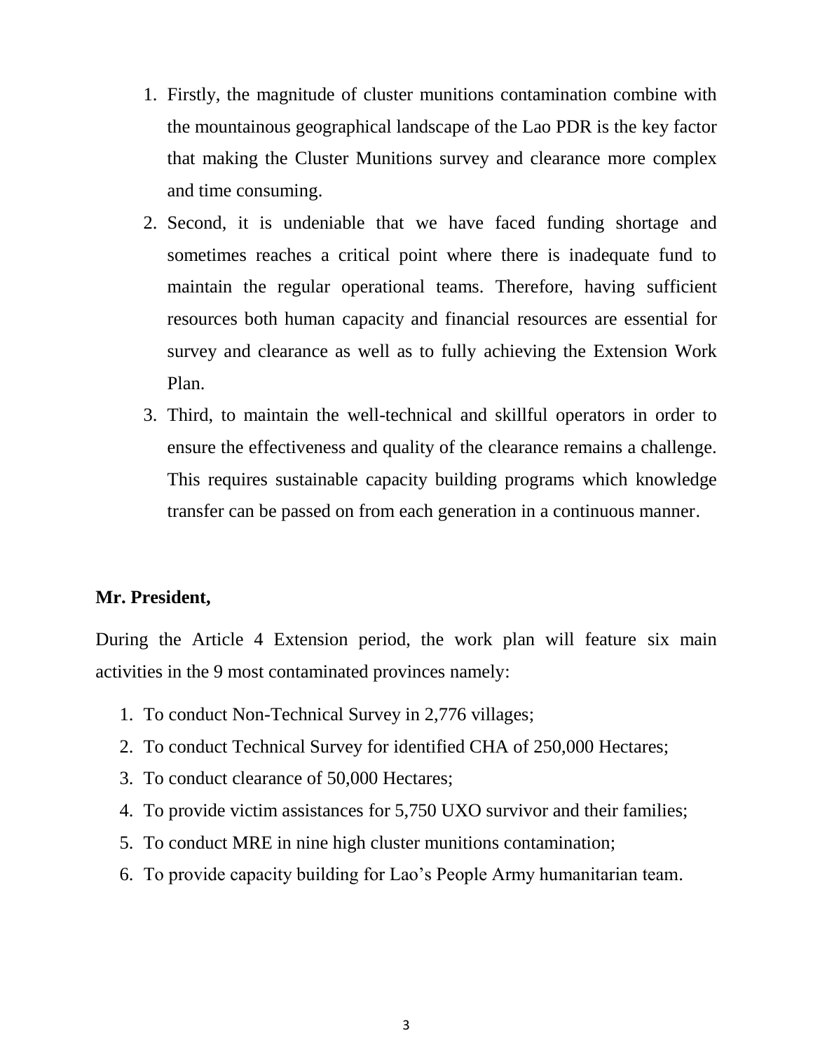1. Firstly, the magnitude of cluster munitions contamination combine with the mountainous geographical landscape of the Lao PDR is the key factor that making the Cluster Munitions survey and clearance more complex and time consuming.
2. Second, it is undeniable that we have faced funding shortage and sometimes reaches a critical point where there is inadequate fund to maintain the regular operational teams. Therefore, having sufficient resources both human capacity and financial resources are essential for survey and clearance as well as to fully achieving the Extension Work Plan.
3. Third, to maintain the well-technical and skillful operators in order to ensure the effectiveness and quality of the clearance remains a challenge. This requires sustainable capacity building programs which knowledge transfer can be passed on from each generation in a continuous manner.

**Mr. President,**

During the Article 4 Extension period, the work plan will feature six main activities in the 9 most contaminated provinces namely:

1. To conduct Non-Technical Survey in 2,776 villages;
2. To conduct Technical Survey for identified CHA of 250,000 Hectares;
3. To conduct clearance of 50,000 Hectares;
4. To provide victim assistances for 5,750 UXO survivor and their families;
5. To conduct MRE in nine high cluster munitions contamination;
6. To provide capacity building for Lao's People Army humanitarian team.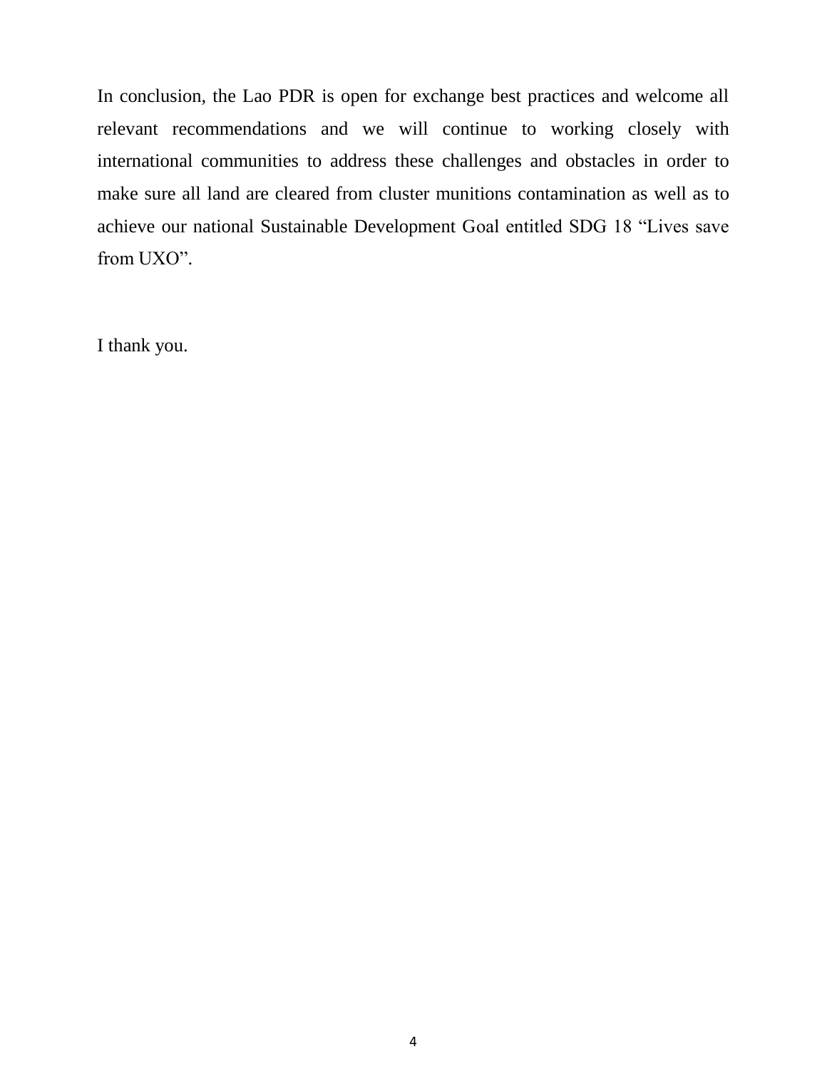In conclusion, the Lao PDR is open for exchange best practices and welcome all relevant recommendations and we will continue to working closely with international communities to address these challenges and obstacles in order to make sure all land are cleared from cluster munitions contamination as well as to achieve our national Sustainable Development Goal entitled SDG 18 "Lives save from UXO".

I thank you.